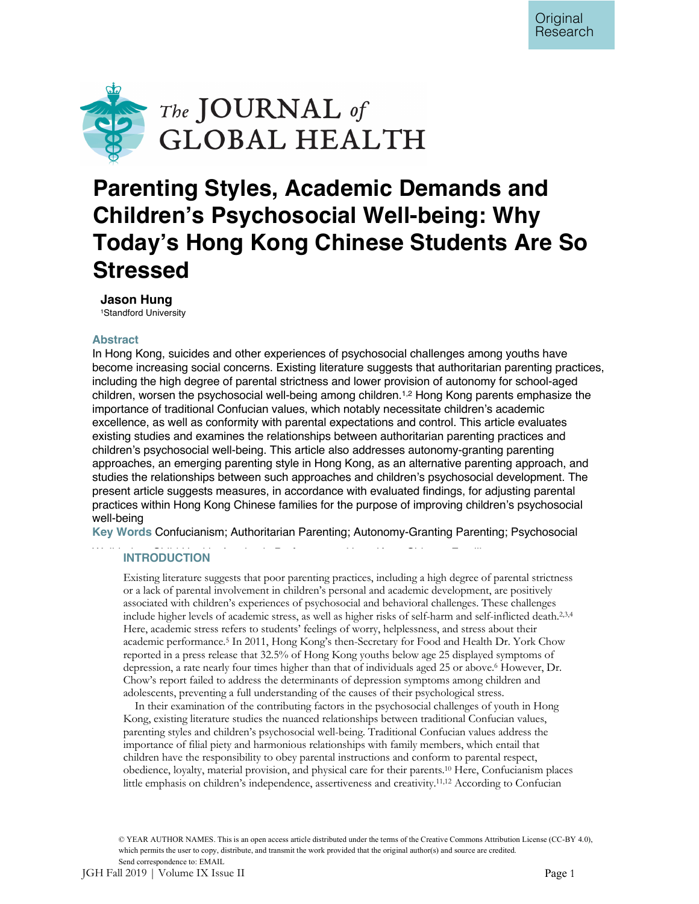Original Research

# Parenting Styles, Academic Demands and Children's Psychosocial Well-being: Why Today's Hong Kong Chinese Students Are So Stressed

**Jason Hung**
[1]Standford University

### Abstract

In Hong Kong, suicides and other experiences of psychosocial challenges among youths have become increasing social concerns. Existing literature suggests that authoritarian parenting practices, including the high degree of parental strictness and lower provision of autonomy for school-aged children, worsen the psychosocial well-being among children.[1,2] Hong Kong parents emphasize the importance of traditional Confucian values, which notably necessitate children's academic excellence, as well as conformity with parental expectations and control. This article evaluates existing studies and examines the relationships between authoritarian parenting practices and children's psychosocial well-being. This article also addresses autonomy-granting parenting approaches, an emerging parenting style in Hong Kong, as an alternative parenting approach, and studies the relationships between such approaches and children's psychosocial development. The present article suggests measures, in accordance with evaluated findings, for adjusting parental practices within Hong Kong Chinese families for the purpose of improving children's psychosocial well-being

**Key Words** Confucianism; Authoritarian Parenting; Autonomy-Granting Parenting; Psychosocial

## INTRODUCTION

Existing literature suggests that poor parenting practices, including a high degree of parental strictness or a lack of parental involvement in children's personal and academic development, are positively associated with children's experiences of psychosocial and behavioral challenges. These challenges include higher levels of academic stress, as well as higher risks of self-harm and self-inflicted death.[2,3,4] Here, academic stress refers to students' feelings of worry, helplessness, and stress about their academic performance.[5] In 2011, Hong Kong's then-Secretary for Food and Health Dr. York Chow reported in a press release that 32.5% of Hong Kong youths below age 25 displayed symptoms of depression, a rate nearly four times higher than that of individuals aged 25 or above.[6] However, Dr. Chow's report failed to address the determinants of depression symptoms among children and adolescents, preventing a full understanding of the causes of their psychological stress.

In their examination of the contributing factors in the psychosocial challenges of youth in Hong Kong, existing literature studies the nuanced relationships between traditional Confucian values, parenting styles and children's psychosocial well-being. Traditional Confucian values address the importance of filial piety and harmonious relationships with family members, which entail that children have the responsibility to obey parental instructions and conform to parental respect, obedience, loyalty, material provision, and physical care for their parents.[10] Here, Confucianism places little emphasis on children's independence, assertiveness and creativity.[11,12] According to Confucian

© YEAR AUTHOR NAMES. This is an open access article distributed under the terms of the Creative Commons Attribution License (CC-BY 4.0), which permits the user to copy, distribute, and transmit the work provided that the original author(s) and source are credited.
Send correspondence to: EMAIL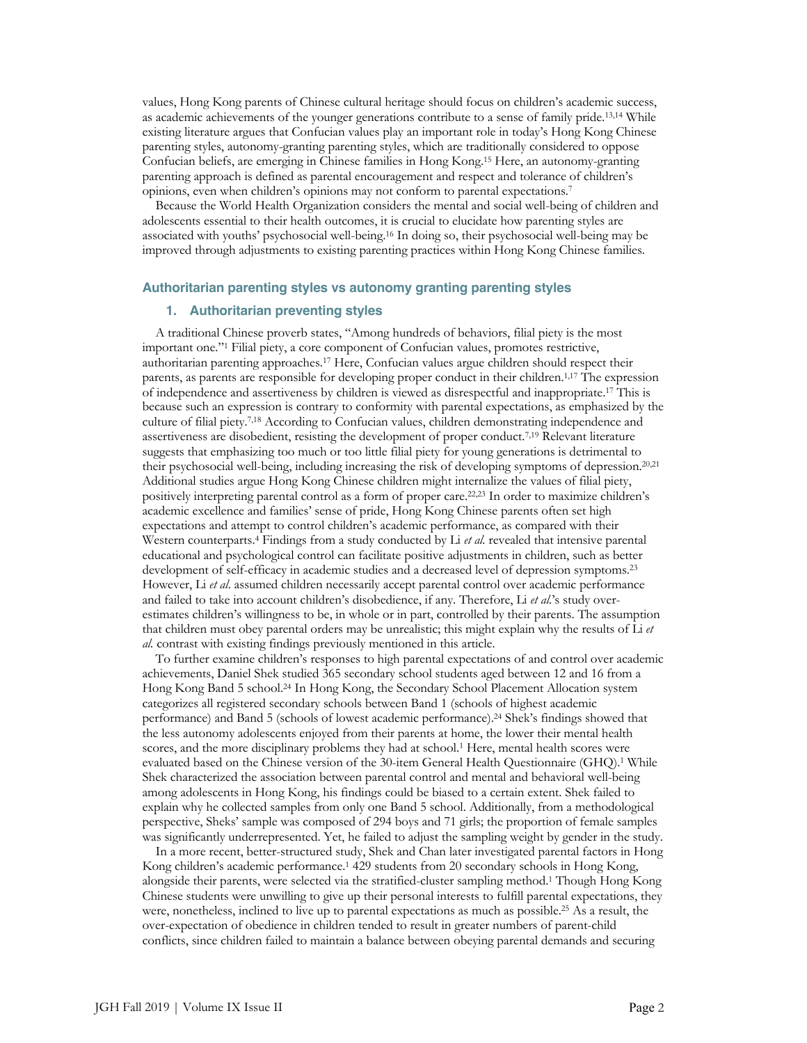values, Hong Kong parents of Chinese cultural heritage should focus on children's academic success, as academic achievements of the younger generations contribute to a sense of family pride.[13,14] While existing literature argues that Confucian values play an important role in today's Hong Kong Chinese parenting styles, autonomy-granting parenting styles, which are traditionally considered to oppose Confucian beliefs, are emerging in Chinese families in Hong Kong.[15] Here, an autonomy-granting parenting approach is defined as parental encouragement and respect and tolerance of children's opinions, even when children's opinions may not conform to parental expectations.[7]

Because the World Health Organization considers the mental and social well-being of children and adolescents essential to their health outcomes, it is crucial to elucidate how parenting styles are associated with youths' psychosocial well-being.[16] In doing so, their psychosocial well-being may be improved through adjustments to existing parenting practices within Hong Kong Chinese families.

## Authoritarian parenting styles vs autonomy granting parenting styles

### 1. Authoritarian preventing styles

A traditional Chinese proverb states, "Among hundreds of behaviors, filial piety is the most important one."[1] Filial piety, a core component of Confucian values, promotes restrictive, authoritarian parenting approaches.[17] Here, Confucian values argue children should respect their parents, as parents are responsible for developing proper conduct in their children.[1,17] The expression of independence and assertiveness by children is viewed as disrespectful and inappropriate.[17] This is because such an expression is contrary to conformity with parental expectations, as emphasized by the culture of filial piety.[7,18] According to Confucian values, children demonstrating independence and assertiveness are disobedient, resisting the development of proper conduct.[7,19] Relevant literature suggests that emphasizing too much or too little filial piety for young generations is detrimental to their psychosocial well-being, including increasing the risk of developing symptoms of depression.[20,21] Additional studies argue Hong Kong Chinese children might internalize the values of filial piety, positively interpreting parental control as a form of proper care.[22,23] In order to maximize children's academic excellence and families' sense of pride, Hong Kong Chinese parents often set high expectations and attempt to control children's academic performance, as compared with their Western counterparts.[4] Findings from a study conducted by Li *et al.* revealed that intensive parental educational and psychological control can facilitate positive adjustments in children, such as better development of self-efficacy in academic studies and a decreased level of depression symptoms.[23] However, Li *et al*. assumed children necessarily accept parental control over academic performance and failed to take into account children's disobedience, if any. Therefore, Li *et al*.'s study over-estimates children's willingness to be, in whole or in part, controlled by their parents. The assumption that children must obey parental orders may be unrealistic; this might explain why the results of Li *et al.* contrast with existing findings previously mentioned in this article.

To further examine children's responses to high parental expectations of and control over academic achievements, Daniel Shek studied 365 secondary school students aged between 12 and 16 from a Hong Kong Band 5 school.[24] In Hong Kong, the Secondary School Placement Allocation system categorizes all registered secondary schools between Band 1 (schools of highest academic performance) and Band 5 (schools of lowest academic performance).[24] Shek's findings showed that the less autonomy adolescents enjoyed from their parents at home, the lower their mental health scores, and the more disciplinary problems they had at school.[1] Here, mental health scores were evaluated based on the Chinese version of the 30-item General Health Questionnaire (GHQ).[1] While Shek characterized the association between parental control and mental and behavioral well-being among adolescents in Hong Kong, his findings could be biased to a certain extent. Shek failed to explain why he collected samples from only one Band 5 school. Additionally, from a methodological perspective, Sheks' sample was composed of 294 boys and 71 girls; the proportion of female samples was significantly underrepresented. Yet, he failed to adjust the sampling weight by gender in the study.

In a more recent, better-structured study, Shek and Chan later investigated parental factors in Hong Kong children's academic performance.[1] 429 students from 20 secondary schools in Hong Kong, alongside their parents, were selected via the stratified-cluster sampling method.[1] Though Hong Kong Chinese students were unwilling to give up their personal interests to fulfill parental expectations, they were, nonetheless, inclined to live up to parental expectations as much as possible.[25] As a result, the over-expectation of obedience in children tended to result in greater numbers of parent-child conflicts, since children failed to maintain a balance between obeying parental demands and securing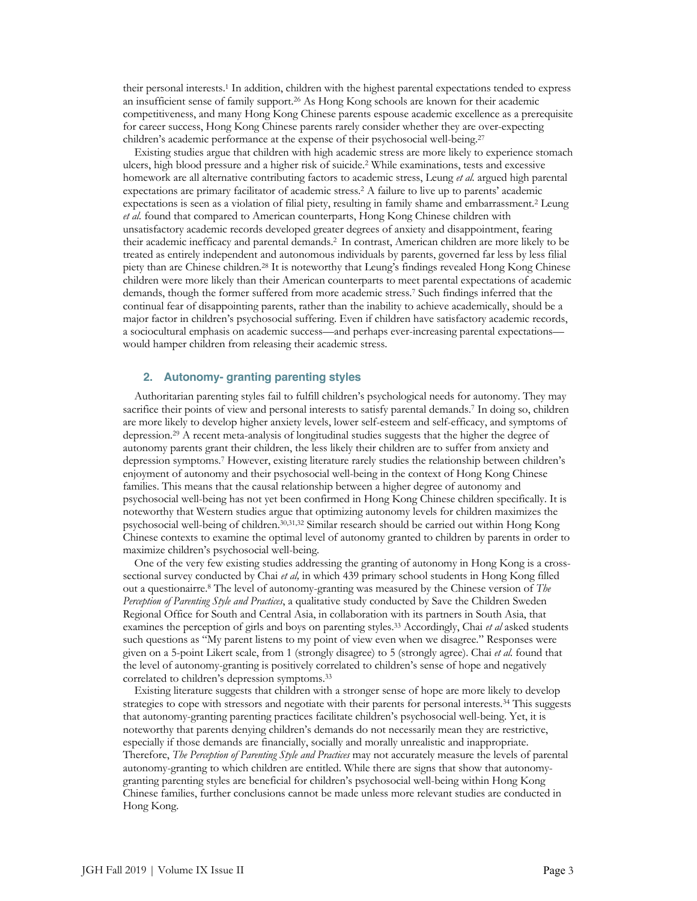their personal interests.[1] In addition, children with the highest parental expectations tended to express an insufficient sense of family support.[26] As Hong Kong schools are known for their academic competitiveness, and many Hong Kong Chinese parents espouse academic excellence as a prerequisite for career success, Hong Kong Chinese parents rarely consider whether they are over-expecting children's academic performance at the expense of their psychosocial well-being.[27]

Existing studies argue that children with high academic stress are more likely to experience stomach ulcers, high blood pressure and a higher risk of suicide.[2] While examinations, tests and excessive homework are all alternative contributing factors to academic stress, Leung *et al.* argued high parental expectations are primary facilitator of academic stress.[2] A failure to live up to parents' academic expectations is seen as a violation of filial piety, resulting in family shame and embarrassment.[2] Leung *et al.* found that compared to American counterparts, Hong Kong Chinese children with unsatisfactory academic records developed greater degrees of anxiety and disappointment, fearing their academic inefficacy and parental demands.[2] In contrast, American children are more likely to be treated as entirely independent and autonomous individuals by parents, governed far less by less filial piety than are Chinese children.[28] It is noteworthy that Leung's findings revealed Hong Kong Chinese children were more likely than their American counterparts to meet parental expectations of academic demands, though the former suffered from more academic stress.[7] Such findings inferred that the continual fear of disappointing parents, rather than the inability to achieve academically, should be a major factor in children's psychosocial suffering. Even if children have satisfactory academic records, a sociocultural emphasis on academic success—and perhaps ever-increasing parental expectations—would hamper children from releasing their academic stress.

## 2. Autonomy- granting parenting styles

Authoritarian parenting styles fail to fulfill children's psychological needs for autonomy. They may sacrifice their points of view and personal interests to satisfy parental demands.[7] In doing so, children are more likely to develop higher anxiety levels, lower self-esteem and self-efficacy, and symptoms of depression.[29] A recent meta-analysis of longitudinal studies suggests that the higher the degree of autonomy parents grant their children, the less likely their children are to suffer from anxiety and depression symptoms.[7] However, existing literature rarely studies the relationship between children's enjoyment of autonomy and their psychosocial well-being in the context of Hong Kong Chinese families. This means that the causal relationship between a higher degree of autonomy and psychosocial well-being has not yet been confirmed in Hong Kong Chinese children specifically. It is noteworthy that Western studies argue that optimizing autonomy levels for children maximizes the psychosocial well-being of children.[30,31,32] Similar research should be carried out within Hong Kong Chinese contexts to examine the optimal level of autonomy granted to children by parents in order to maximize children's psychosocial well-being.

One of the very few existing studies addressing the granting of autonomy in Hong Kong is a cross-sectional survey conducted by Chai *et al,* in which 439 primary school students in Hong Kong filled out a questionairre.[8] The level of autonomy-granting was measured by the Chinese version of *The Perception of Parenting Style and Practices*, a qualitative study conducted by Save the Children Sweden Regional Office for South and Central Asia, in collaboration with its partners in South Asia, that examines the perception of girls and boys on parenting styles.[33] Accordingly, Chai *et al* asked students such questions as "My parent listens to my point of view even when we disagree." Responses were given on a 5-point Likert scale, from 1 (strongly disagree) to 5 (strongly agree). Chai *et al.* found that the level of autonomy-granting is positively correlated to children's sense of hope and negatively correlated to children's depression symptoms.[33]

Existing literature suggests that children with a stronger sense of hope are more likely to develop strategies to cope with stressors and negotiate with their parents for personal interests.[34] This suggests that autonomy-granting parenting practices facilitate children's psychosocial well-being. Yet, it is noteworthy that parents denying children's demands do not necessarily mean they are restrictive, especially if those demands are financially, socially and morally unrealistic and inappropriate. Therefore, *The Perception of Parenting Style and Practices* may not accurately measure the levels of parental autonomy-granting to which children are entitled. While there are signs that show that autonomy-granting parenting styles are beneficial for children's psychosocial well-being within Hong Kong Chinese families, further conclusions cannot be made unless more relevant studies are conducted in Hong Kong.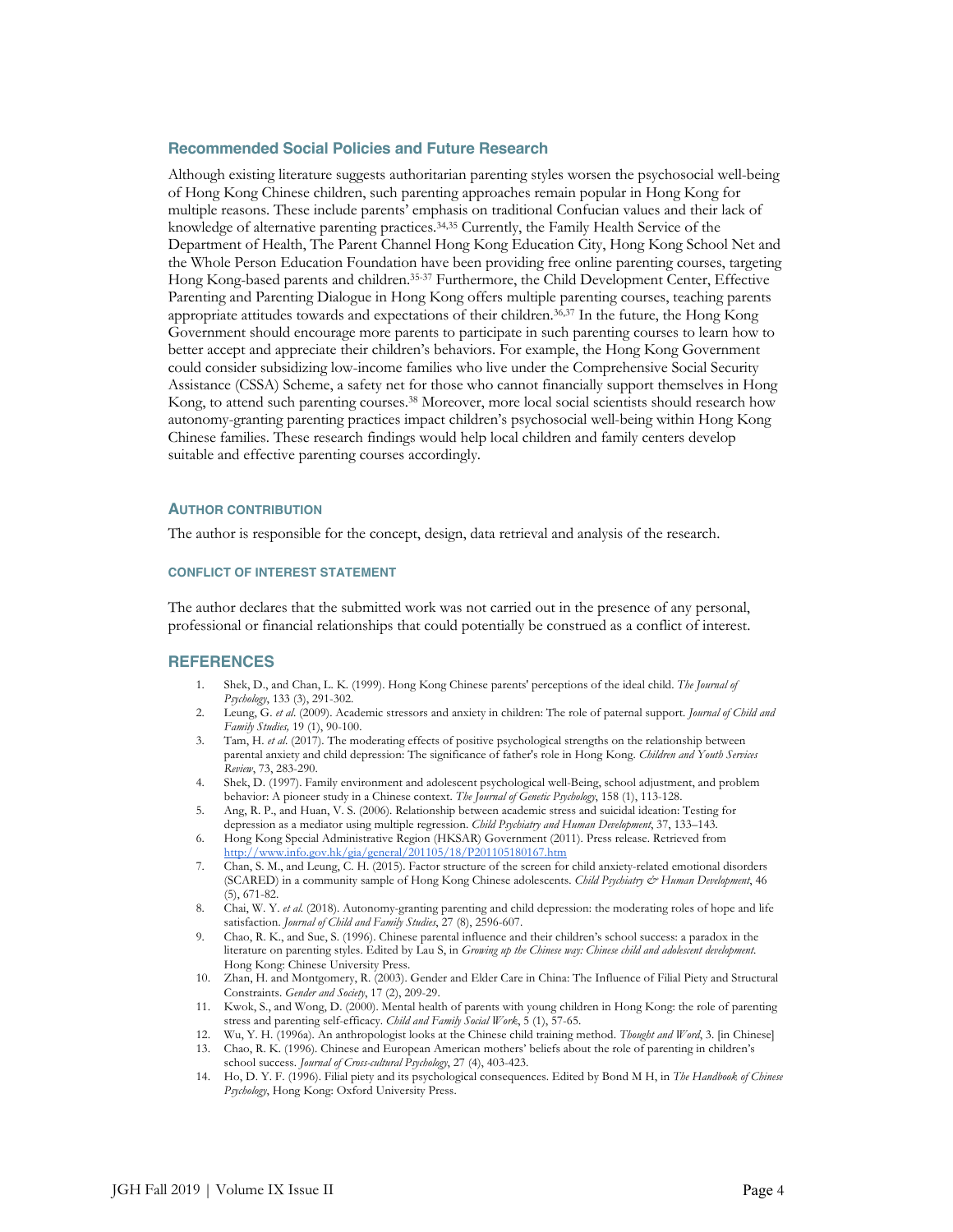## Recommended Social Policies and Future Research

Although existing literature suggests authoritarian parenting styles worsen the psychosocial well-being of Hong Kong Chinese children, such parenting approaches remain popular in Hong Kong for multiple reasons. These include parents' emphasis on traditional Confucian values and their lack of knowledge of alternative parenting practices.[34,35] Currently, the Family Health Service of the Department of Health, The Parent Channel Hong Kong Education City, Hong Kong School Net and the Whole Person Education Foundation have been providing free online parenting courses, targeting Hong Kong-based parents and children.[35-37] Furthermore, the Child Development Center, Effective Parenting and Parenting Dialogue in Hong Kong offers multiple parenting courses, teaching parents appropriate attitudes towards and expectations of their children.[36,37] In the future, the Hong Kong Government should encourage more parents to participate in such parenting courses to learn how to better accept and appreciate their children's behaviors. For example, the Hong Kong Government could consider subsidizing low-income families who live under the Comprehensive Social Security Assistance (CSSA) Scheme, a safety net for those who cannot financially support themselves in Hong Kong, to attend such parenting courses.[38] Moreover, more local social scientists should research how autonomy-granting parenting practices impact children's psychosocial well-being within Hong Kong Chinese families. These research findings would help local children and family centers develop suitable and effective parenting courses accordingly.

### AUTHOR CONTRIBUTION

The author is responsible for the concept, design, data retrieval and analysis of the research.

### CONFLICT OF INTEREST STATEMENT

The author declares that the submitted work was not carried out in the presence of any personal, professional or financial relationships that could potentially be construed as a conflict of interest.

## REFERENCES

1. Shek, D., and Chan, L. K. (1999). Hong Kong Chinese parents' perceptions of the ideal child. *The Journal of Psychology*, 133 (3), 291-302.
2. Leung, G. *et al*. (2009). Academic stressors and anxiety in children: The role of paternal support. *Journal of Child and Family Studies,* 19 (1), 90-100.
3. Tam, H. *et al*. (2017). The moderating effects of positive psychological strengths on the relationship between parental anxiety and child depression: The significance of father's role in Hong Kong. *Children and Youth Services Review*, 73, 283-290.
4. Shek, D. (1997). Family environment and adolescent psychological well-Being, school adjustment, and problem behavior: A pioneer study in a Chinese context. *The Journal of Genetic Psychology*, 158 (1), 113-128.
5. Ang, R. P., and Huan, V. S. (2006). Relationship between academic stress and suicidal ideation: Testing for depression as a mediator using multiple regression. *Child Psychiatry and Human Development*, 37, 133–143.
6. Hong Kong Special Administrative Region (HKSAR) Government (2011). Press release. Retrieved from http://www.info.gov.hk/gia/general/201105/18/P201105180167.htm
7. Chan, S. M., and Leung, C. H. (2015). Factor structure of the screen for child anxiety-related emotional disorders (SCARED) in a community sample of Hong Kong Chinese adolescents. *Child Psychiatry & Human Development*, 46 (5), 671-82.
8. Chai, W. Y. *et al.* (2018). Autonomy-granting parenting and child depression: the moderating roles of hope and life satisfaction. *Journal of Child and Family Studies*, 27 (8), 2596-607.
9. Chao, R. K., and Sue, S. (1996). Chinese parental influence and their children's school success: a paradox in the literature on parenting styles. Edited by Lau S, in *Growing up the Chinese way: Chinese child and adolescent development*. Hong Kong: Chinese University Press.
10. Zhan, H. and Montgomery, R. (2003). Gender and Elder Care in China: The Influence of Filial Piety and Structural Constraints. *Gender and Society*, 17 (2), 209-29.
11. Kwok, S., and Wong, D. (2000). Mental health of parents with young children in Hong Kong: the role of parenting stress and parenting self-efficacy. *Child and Family Social Work*, 5 (1), 57-65.
12. Wu, Y. H. (1996a). An anthropologist looks at the Chinese child training method. *Thought and Word*, 3. [in Chinese]
13. Chao, R. K. (1996). Chinese and European American mothers' beliefs about the role of parenting in children's school success. *Journal of Cross-cultural Psychology*, 27 (4), 403-423.
14. Ho, D. Y. F. (1996). Filial piety and its psychological consequences. Edited by Bond M H, in *The Handbook of Chinese Psychology*, Hong Kong: Oxford University Press.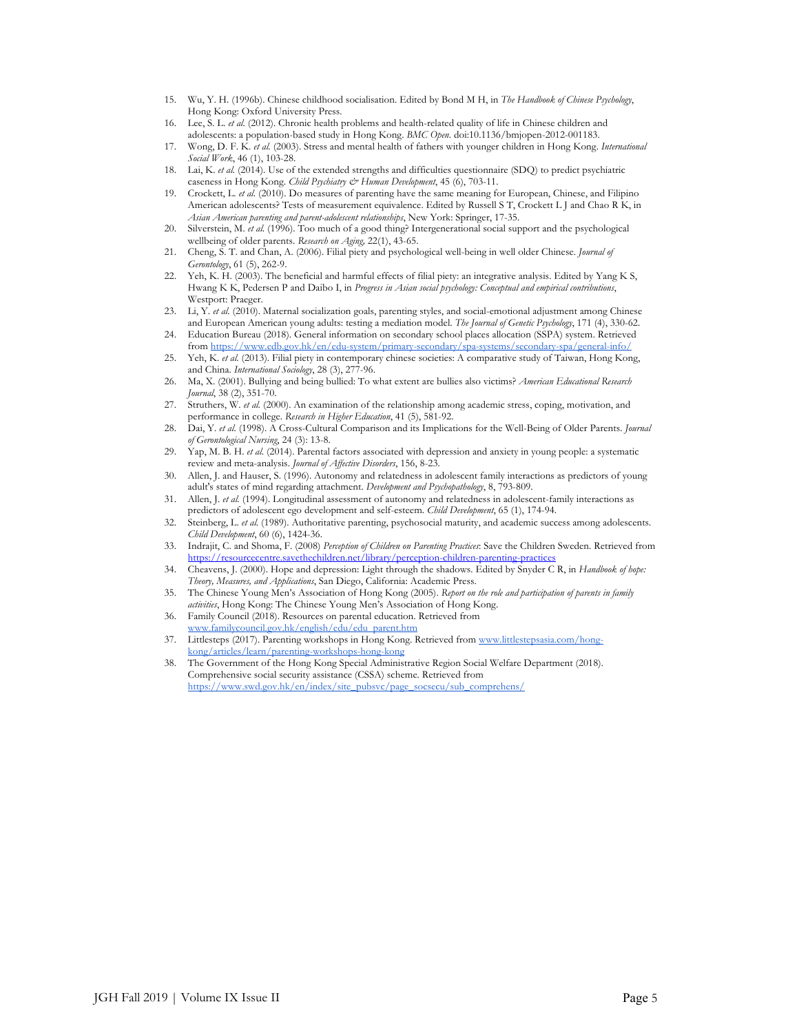15. Wu, Y. H. (1996b). Chinese childhood socialisation. Edited by Bond M H, in *The Handbook of Chinese Psychology*, Hong Kong: Oxford University Press.
16. Lee, S. L. *et al.* (2012). Chronic health problems and health-related quality of life in Chinese children and adolescents: a population-based study in Hong Kong. *BMC Open*. doi:10.1136/bmjopen-2012-001183.
17. Wong, D. F. K. *et al.* (2003). Stress and mental health of fathers with younger children in Hong Kong. *International Social Work*, 46 (1), 103-28.
18. Lai, K. *et al.* (2014). Use of the extended strengths and difficulties questionnaire (SDQ) to predict psychiatric caseness in Hong Kong. *Child Psychiatry & Human Development*, 45 (6), 703-11.
19. Crockett, L. *et al.* (2010). Do measures of parenting have the same meaning for European, Chinese, and Filipino American adolescents? Tests of measurement equivalence. Edited by Russell S T, Crockett L J and Chao R K, in *Asian American parenting and parent-adolescent relationships*, New York: Springer, 17-35.
20. Silverstein, M. *et al.* (1996). Too much of a good thing? Intergenerational social support and the psychological wellbeing of older parents. *Research on Aging*, 22(1), 43-65.
21. Cheng, S. T. and Chan, A. (2006). Filial piety and psychological well-being in well older Chinese. *Journal of Gerontology*, 61 (5), 262-9.
22. Yeh, K. H. (2003). The beneficial and harmful effects of filial piety: an integrative analysis. Edited by Yang K S, Hwang K K, Pedersen P and Daibo I, in *Progress in Asian social psychology: Conceptual and empirical contributions*, Westport: Praeger.
23. Li, Y. *et al.* (2010). Maternal socialization goals, parenting styles, and social-emotional adjustment among Chinese and European American young adults: testing a mediation model. *The Journal of Genetic Psychology*, 171 (4), 330-62.
24. Education Bureau (2018). General information on secondary school places allocation (SSPA) system. Retrieved from https://www.edb.gov.hk/en/edu-system/primary-secondary/spa-systems/secondary-spa/general-info/
25. Yeh, K. *et al.* (2013). Filial piety in contemporary chinese societies: A comparative study of Taiwan, Hong Kong, and China. *International Sociology*, 28 (3), 277-96.
26. Ma, X. (2001). Bullying and being bullied: To what extent are bullies also victims? *American Educational Research Journal*, 38 (2), 351-70.
27. Struthers, W. *et al.* (2000). An examination of the relationship among academic stress, coping, motivation, and performance in college. *Research in Higher Education*, 41 (5), 581-92.
28. Dai, Y. *et al.* (1998). A Cross-Cultural Comparison and its Implications for the Well-Being of Older Parents. *Journal of Gerontological Nursing*, 24 (3): 13-8.
29. Yap, M. B. H. *et al.* (2014). Parental factors associated with depression and anxiety in young people: a systematic review and meta-analysis. *Journal of Affective Disorders*, 156, 8-23.
30. Allen, J. and Hauser, S. (1996). Autonomy and relatedness in adolescent family interactions as predictors of young adult's states of mind regarding attachment. *Development and Psychopathology*, 8, 793-809.
31. Allen, J. *et al.* (1994). Longitudinal assessment of autonomy and relatedness in adolescent-family interactions as predictors of adolescent ego development and self-esteem. *Child Development*, 65 (1), 174-94.
32. Steinberg, L. *et al.* (1989). Authoritative parenting, psychosocial maturity, and academic success among adolescents. *Child Development*, 60 (6), 1424-36.
33. Indrajit, C. and Shoma, F. (2008) *Perception of Children on Parenting Practices*: Save the Children Sweden. Retrieved from https://resourcecentre.savethechildren.net/library/perception-children-parenting-practices
34. Cheavens, J. (2000). Hope and depression: Light through the shadows. Edited by Snyder C R, in *Handbook of hope: Theory, Measures, and Applications*, San Diego, California: Academic Press.
35. The Chinese Young Men's Association of Hong Kong (2005). *Report on the role and participation of parents in family activities*, Hong Kong: The Chinese Young Men's Association of Hong Kong.
36. Family Council (2018). Resources on parental education. Retrieved from www.familycouncil.gov.hk/english/edu/edu_parent.htm
37. Littlesteps (2017). Parenting workshops in Hong Kong. Retrieved from www.littlestepsasia.com/hong-kong/articles/learn/parenting-workshops-hong-kong
38. The Government of the Hong Kong Special Administrative Region Social Welfare Department (2018). Comprehensive social security assistance (CSSA) scheme. Retrieved from https://www.swd.gov.hk/en/index/site_pubsvc/page_socsecu/sub_comprehens/